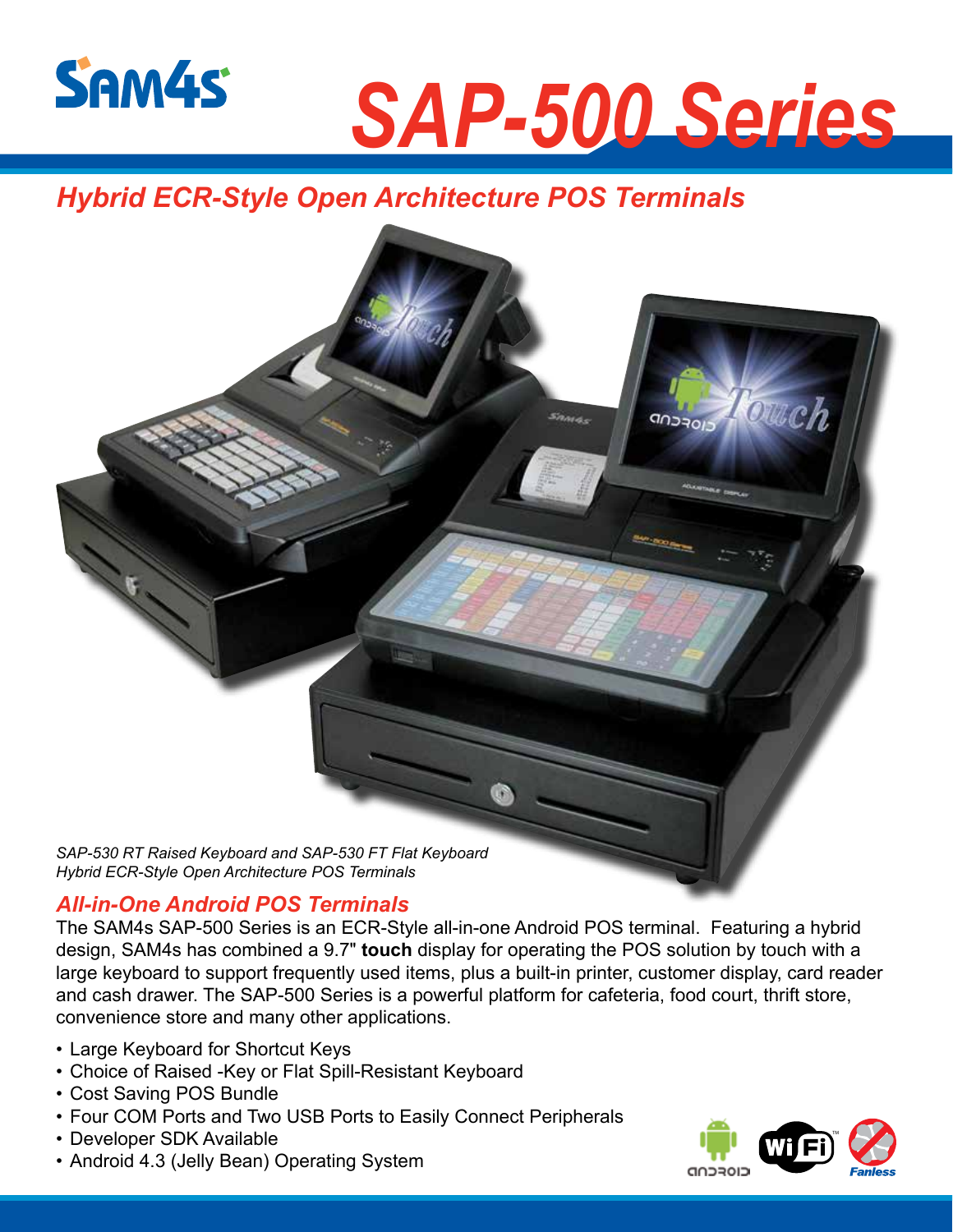SAM4s

# SAP-500 Series

## *Hybrid ECR-Style Open Architecture POS Terminals*

*SAP-530 RT Raised Keyboard and SAP-530 FT Flat Keyboard*
*Hybrid ECR-Style Open Architecture POS Terminals*

### *All-in-One Android POS Terminals*

The SAM4s SAP-500 Series is an ECR-Style all-in-one Android POS terminal. Featuring a hybrid design, SAM4s has combined a 9.7" **touch** display for operating the POS solution by touch with a large keyboard to support frequently used items, plus a built-in printer, customer display, card reader and cash drawer. The SAP-500 Series is a powerful platform for cafeteria, food court, thrift store, convenience store and many other applications.

- Large Keyboard for Shortcut Keys
- Choice of Raised -Key or Flat Spill-Resistant Keyboard
- Cost Saving POS Bundle
- Four COM Ports and Two USB Ports to Easily Connect Peripherals
- Developer SDK Available
- Android 4.3 (Jelly Bean) Operating System

ANDROID WiFi Fanless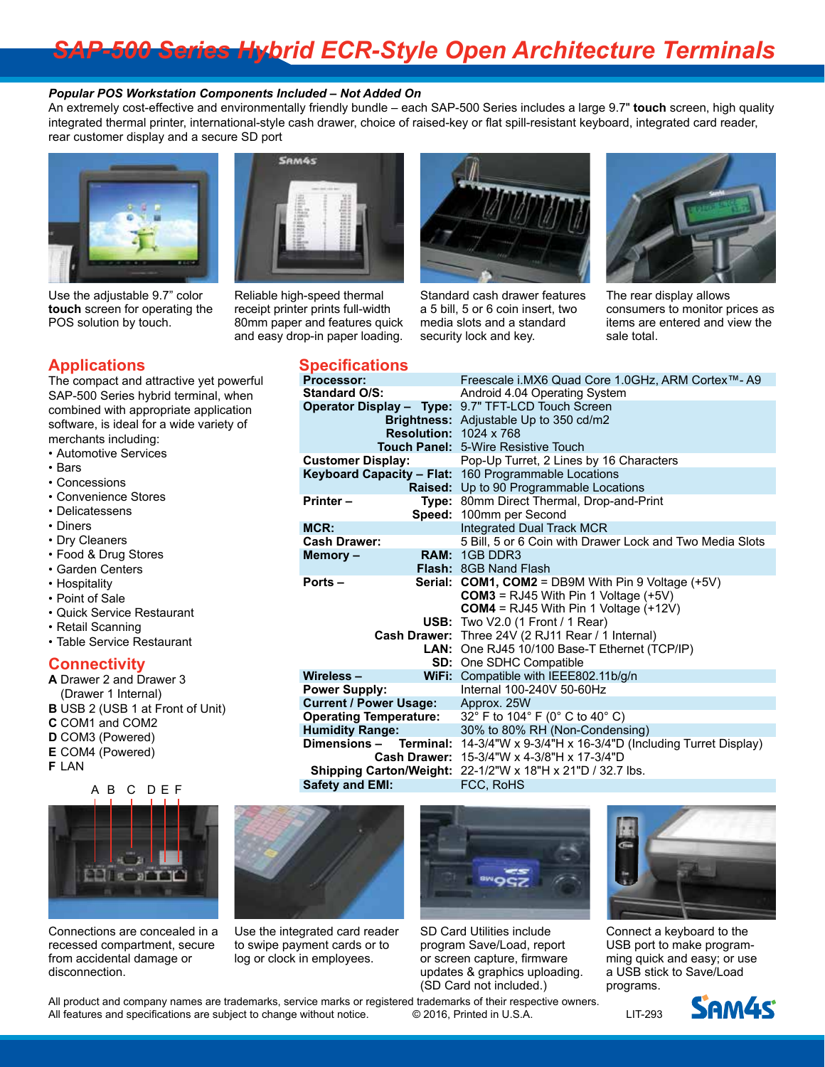# SAP-500 Series Hybrid ECR-Style Open Architecture Terminals

***Popular POS Workstation Components Included – Not Added On***

An extremely cost-effective and environmentally friendly bundle – each SAP-500 Series includes a large 9.7" **touch** screen, high quality integrated thermal printer, international-style cash drawer, choice of raised-key or flat spill-resistant keyboard, integrated card reader, rear customer display and a secure SD port

Use the adjustable 9.7" color **touch** screen for operating the POS solution by touch.

Reliable high-speed thermal receipt printer prints full-width 80mm paper and features quick and easy drop-in paper loading.

Standard cash drawer features a 5 bill, 5 or 6 coin insert, two media slots and a standard security lock and key.

The rear display allows consumers to monitor prices as items are entered and view the sale total.

## Applications

The compact and attractive yet powerful SAP-500 Series hybrid terminal, when combined with appropriate application software, is ideal for a wide variety of merchants including:

- Automotive Services
- Bars
- Concessions
- Convenience Stores
- Delicatessens
- Diners
- Dry Cleaners
- Food & Drug Stores
- Garden Centers
- Hospitality
- Point of Sale
- Quick Service Restaurant
- Retail Scanning
- Table Service Restaurant

## Connectivity

**A** Drawer 2 and Drawer 3 (Drawer 1 Internal)
**B** USB 2 (USB 1 at Front of Unit)
**C** COM1 and COM2
**D** COM3 (Powered)
**E** COM4 (Powered)
**F** LAN

A B C D E F

## Specifications

| | | |
|---|---|---|
| **Processor:** | | Freescale i.MX6 Quad Core 1.0GHz, ARM Cortex™- A9 |
| **Standard O/S:** | | Android 4.04 Operating System |
| **Operator Display –** | **Type:** | 9.7" TFT-LCD Touch Screen |
| | **Brightness:** | Adjustable Up to 350 cd/m2 |
| | **Resolution:** | 1024 x 768 |
| | **Touch Panel:** | 5-Wire Resistive Touch |
| **Customer Display:** | | Pop-Up Turret, 2 Lines by 16 Characters |
| **Keyboard Capacity –** | **Flat:** | 160 Programmable Locations |
| | **Raised:** | Up to 90 Programmable Locations |
| **Printer –** | **Type:** | 80mm Direct Thermal, Drop-and-Print |
| | **Speed:** | 100mm per Second |
| **MCR:** | | Integrated Dual Track MCR |
| **Cash Drawer:** | | 5 Bill, 5 or 6 Coin with Drawer Lock and Two Media Slots |
| **Memory –** | **RAM:** | 1GB DDR3 |
| | **Flash:** | 8GB Nand Flash |
| **Ports –** | **Serial:** | **COM1, COM2** = DB9M With Pin 9 Voltage (+5V)<br>**COM3** = RJ45 With Pin 1 Voltage (+5V)<br>**COM4** = RJ45 With Pin 1 Voltage (+12V) |
| | **USB:** | Two V2.0 (1 Front / 1 Rear) |
| | **Cash Drawer:** | Three 24V (2 RJ11 Rear / 1 Internal) |
| | **LAN:** | One RJ45 10/100 Base-T Ethernet (TCP/IP) |
| | **SD:** | One SDHC Compatible |
| **Wireless –** | **WiFi:** | Compatible with IEEE802.11b/g/n |
| **Power Supply:** | | Internal 100-240V 50-60Hz |
| **Current / Power Usage:** | | Approx. 25W |
| **Operating Temperature:** | | 32° F to 104° F (0° C to 40° C) |
| **Humidity Range:** | | 30% to 80% RH (Non-Condensing) |
| **Dimensions –** | **Terminal:** | 14-3/4"W x 9-3/4"H x 16-3/4"D (Including Turret Display) |
| | **Cash Drawer:** | 15-3/4"W x 4-3/8"H x 17-3/4"D |
| | **Shipping Carton/Weight:** | 22-1/2"W x 18"H x 21"D / 32.7 lbs. |
| **Safety and EMI:** | | FCC, RoHS |

Connections are concealed in a recessed compartment, secure from accidental damage or disconnection.

Use the integrated card reader to swipe payment cards or to log or clock in employees.

SD Card Utilities include program Save/Load, report or screen capture, firmware updates & graphics uploading. (SD Card not included.)

Connect a keyboard to the USB port to make programming quick and easy; or use a USB stick to Save/Load programs.

All product and company names are trademarks, service marks or registered trademarks of their respective owners.
All features and specifications are subject to change without notice. © 2016, Printed in U.S.A. LIT-293

SAM4S